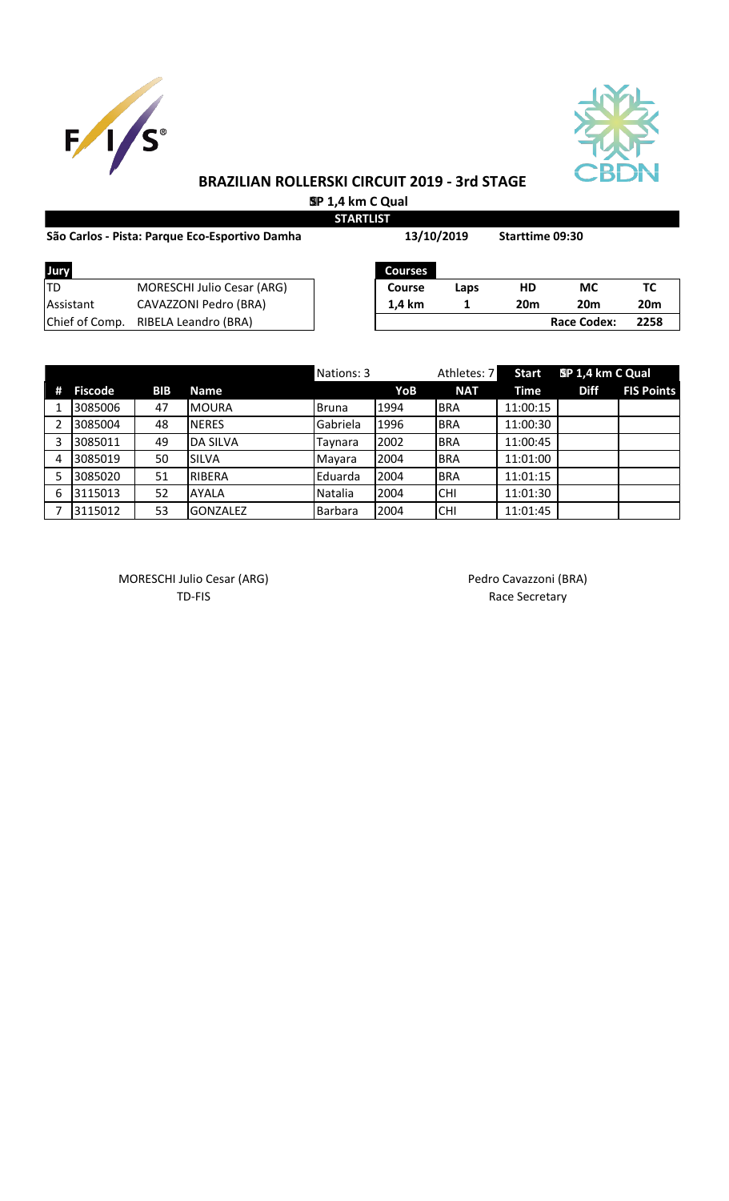## BRAZILIAN ROLLERSKI CIRCUIT 2019 - 3rd STAGE

**SP 1,4 km C Qual**

**STARTLIST**

**São Carlos - Pista: Parque Eco-Esportivo Damha** | **13/10/2019** | **Starttime 09:30**

| Jury | |
|---|---|
| TD | MORESCHI Julio Cesar (ARG) |
| Assistant | CAVAZZONI Pedro (BRA) |
| Chief of Comp. | RIBELA Leandro (BRA) |

| Courses | | | | |
|---|---|---|---|---|
| Course | Laps | HD | MC | TC |
| 1,4 km | 1 | 20m | 20m | 20m |
| | | | Race Codex: | 2258 |

| # | Fiscode | BIB | Name | Nations: 3 | YoB | Athletes: 7 NAT | Start Time | SP 1,4 km C Qual Diff | FIS Points |
|---|---|---|---|---|---|---|---|---|---|
| 1 | 3085006 | 47 | MOURA | Bruna | 1994 | BRA | 11:00:15 | | |
| 2 | 3085004 | 48 | NERES | Gabriela | 1996 | BRA | 11:00:30 | | |
| 3 | 3085011 | 49 | DA SILVA | Taynara | 2002 | BRA | 11:00:45 | | |
| 4 | 3085019 | 50 | SILVA | Mayara | 2004 | BRA | 11:01:00 | | |
| 5 | 3085020 | 51 | RIBERA | Eduarda | 2004 | BRA | 11:01:15 | | |
| 6 | 3115013 | 52 | AYALA | Natalia | 2004 | CHI | 11:01:30 | | |
| 7 | 3115012 | 53 | GONZALEZ | Barbara | 2004 | CHI | 11:01:45 | | |

MORESCHI Julio Cesar (ARG)
TD-FIS

Pedro Cavazzoni (BRA)
Race Secretary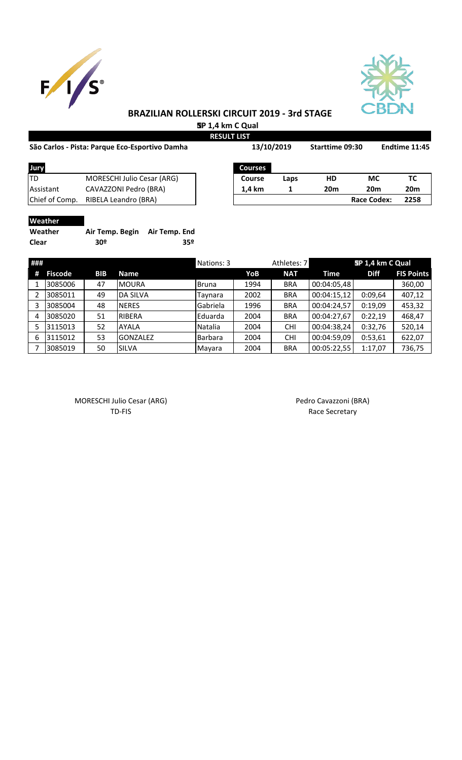# BRAZILIAN ROLLERSKI CIRCUIT 2019 - 3rd STAGE

**SP 1,4 km C Qual**

**RESULT LIST**

**São Carlos - Pista: Parque Eco-Esportivo Damha** | **13/10/2019** | **Starttime 09:30** | **Endtime 11:45**

| Jury | |
|---|---|
| TD | MORESCHI Julio Cesar (ARG) |
| Assistant | CAVAZZONI Pedro (BRA) |
| Chief of Comp. | RIBELA Leandro (BRA) |

| Courses | | | | |
|---|---|---|---|---|
| Course | Laps | HD | MC | TC |
| 1,4 km | 1 | 20m | 20m | 20m |
| | | | Race Codex: | 2258 |

**Weather**

| Weather | Air Temp. Begin | Air Temp. End |
|---|---|---|
| Clear | 30º | 35º |

| ### | | | | Nations: 3 | | Athletes: 7 | SP 1,4 km C Qual | | |
|---|---|---|---|---|---|---|---|---|---|
| # | Fiscode | BIB | Name | | YoB | NAT | Time | Diff | FIS Points |
| 1 | 3085006 | 47 | MOURA | Bruna | 1994 | BRA | 00:04:05,48 | | 360,00 |
| 2 | 3085011 | 49 | DA SILVA | Taynara | 2002 | BRA | 00:04:15,12 | 0:09,64 | 407,12 |
| 3 | 3085004 | 48 | NERES | Gabriela | 1996 | BRA | 00:04:24,57 | 0:19,09 | 453,32 |
| 4 | 3085020 | 51 | RIBERA | Eduarda | 2004 | BRA | 00:04:27,67 | 0:22,19 | 468,47 |
| 5 | 3115013 | 52 | AYALA | Natalia | 2004 | CHI | 00:04:38,24 | 0:32,76 | 520,14 |
| 6 | 3115012 | 53 | GONZALEZ | Barbara | 2004 | CHI | 00:04:59,09 | 0:53,61 | 622,07 |
| 7 | 3085019 | 50 | SILVA | Mayara | 2004 | BRA | 00:05:22,55 | 1:17,07 | 736,75 |

MORESCHI Julio Cesar (ARG)
TD-FIS

Pedro Cavazzoni (BRA)
Race Secretary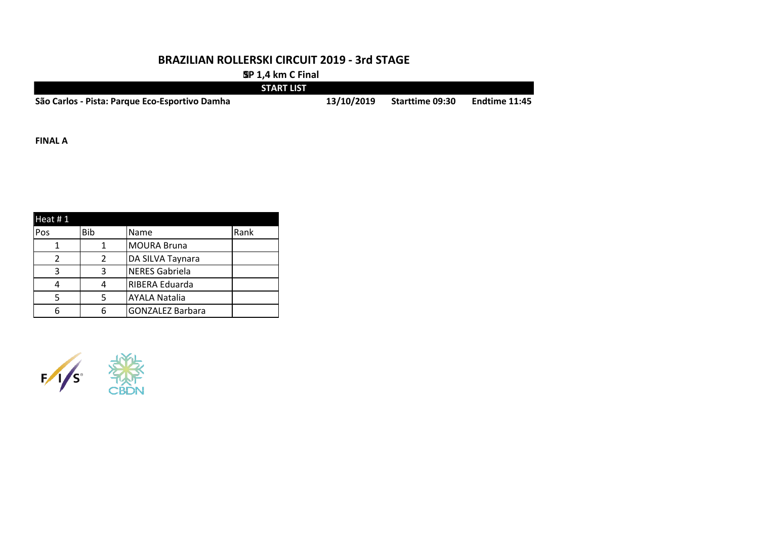# BRAZILIAN ROLLERSKI CIRCUIT 2019 - 3rd STAGE

**SP 1,4 km C Final**

**START LIST**

**São Carlos - Pista: Parque Eco-Esportivo Damha** **13/10/2019** **Starttime 09:30** **Endtime 11:45**

**FINAL A**

| Heat # 1 | | | |
|---|---|---|---|
| Pos | Bib | Name | Rank |
| 1 | 1 | MOURA Bruna | |
| 2 | 2 | DA SILVA Taynara | |
| 3 | 3 | NERES Gabriela | |
| 4 | 4 | RIBERA Eduarda | |
| 5 | 5 | AYALA Natalia | |
| 6 | 6 | GONZALEZ Barbara | |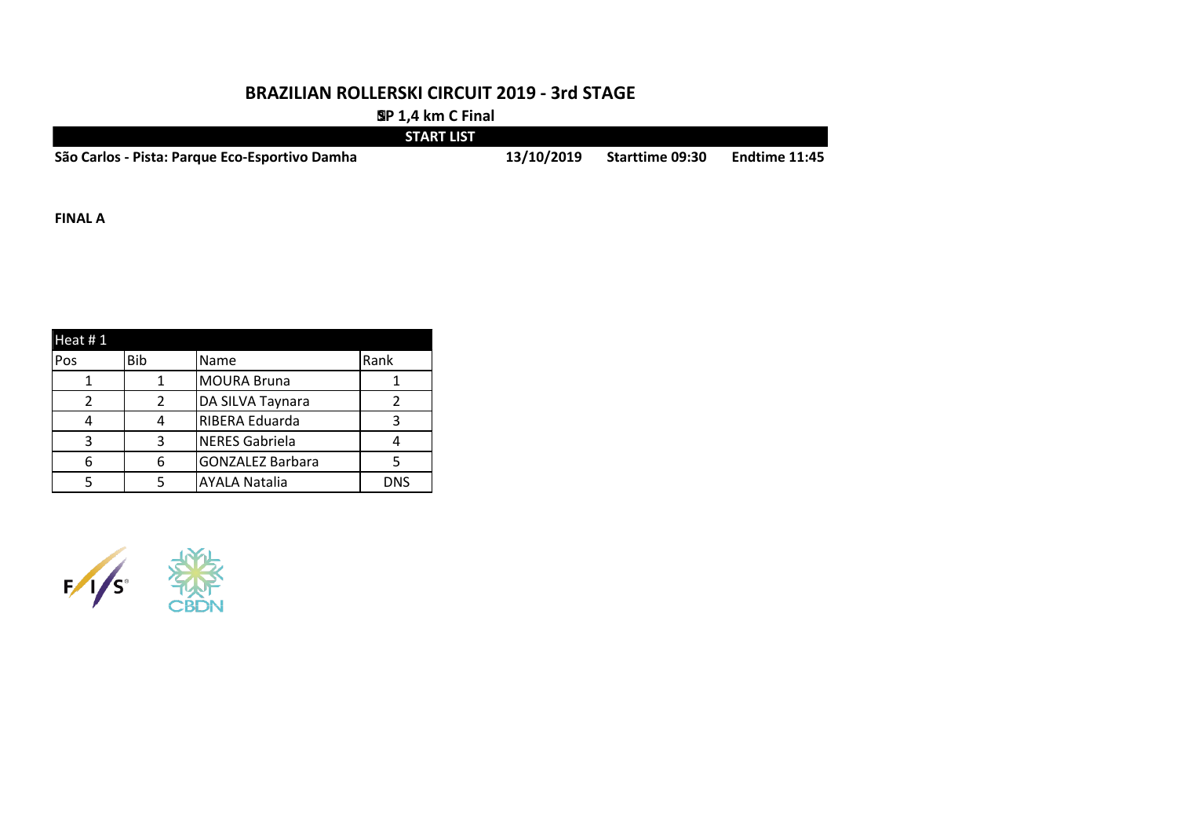# BRAZILIAN ROLLERSKI CIRCUIT 2019 - 3rd STAGE

**SP 1,4 km C Final**

**START LIST**

**São Carlos - Pista: Parque Eco-Esportivo Damha** **13/10/2019** **Starttime 09:30** **Endtime 11:45**

**FINAL A**

| Heat # 1 | | | |
|---|---|---|---|
| Pos | Bib | Name | Rank |
| 1 | 1 | MOURA Bruna | 1 |
| 2 | 2 | DA SILVA Taynara | 2 |
| 4 | 4 | RIBERA Eduarda | 3 |
| 3 | 3 | NERES Gabriela | 4 |
| 6 | 6 | GONZALEZ Barbara | 5 |
| 5 | 5 | AYALA Natalia | DNS |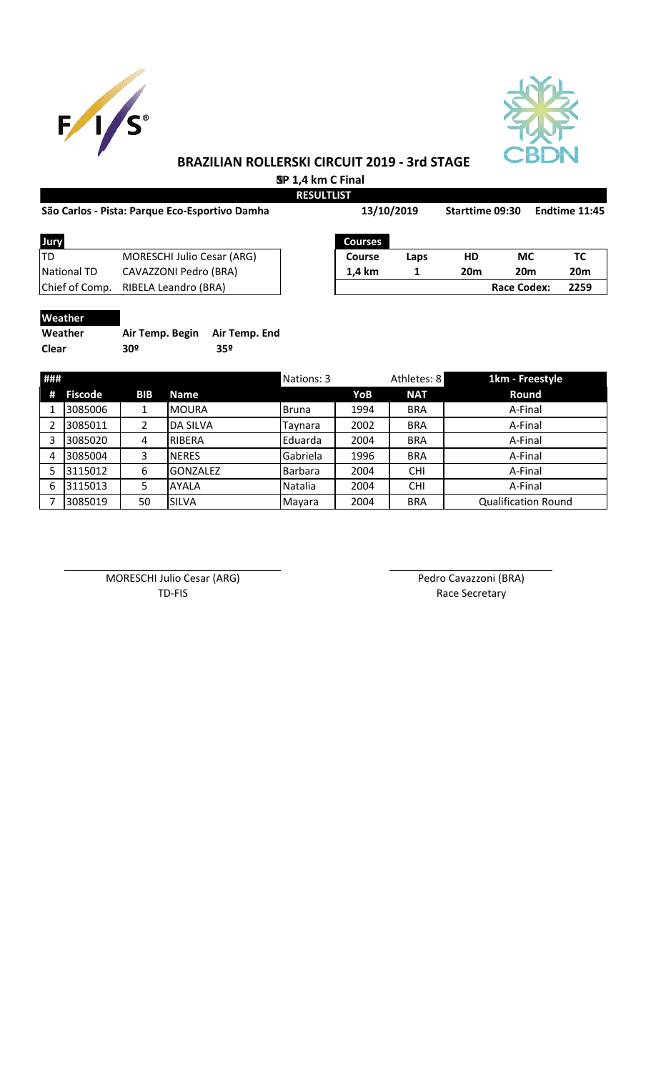## BRAZILIAN ROLLERSKI CIRCUIT 2019 - 3rd STAGE

**SP 1,4 km C Final**

**RESULTLIST**

**São Carlos - Pista: Parque Eco-Esportivo Damha** | **13/10/2019** | **Starttime 09:30** | **Endtime 11:45**

| Jury | |
|---|---|
| TD | MORESCHI Julio Cesar (ARG) |
| National TD | CAVAZZONI Pedro (BRA) |
| Chief of Comp. | RIBELA Leandro (BRA) |

| Courses | | | | |
|---|---|---|---|---|
| Course | Laps | HD | MC | TC |
| 1,4 km | 1 | 20m | 20m | 20m |
| | | | Race Codex: | 2259 |

| Weather | | |
|---|---|---|
| Weather | Air Temp. Begin | Air Temp. End |
| Clear | 30º | 35º |

| ### | | | | Nations: 3 | | Athletes: 8 | 1km - Freestyle |
|---|---|---|---|---|---|---|---|
| # | Fiscode | BIB | Name | | YoB | NAT | Round |
| 1 | 3085006 | 1 | MOURA | Bruna | 1994 | BRA | A-Final |
| 2 | 3085011 | 2 | DA SILVA | Taynara | 2002 | BRA | A-Final |
| 3 | 3085020 | 4 | RIBERA | Eduarda | 2004 | BRA | A-Final |
| 4 | 3085004 | 3 | NERES | Gabriela | 1996 | BRA | A-Final |
| 5 | 3115012 | 6 | GONZALEZ | Barbara | 2004 | CHI | A-Final |
| 6 | 3115013 | 5 | AYALA | Natalia | 2004 | CHI | A-Final |
| 7 | 3085019 | 50 | SILVA | Mayara | 2004 | BRA | Qualification Round |

MORESCHI Julio Cesar (ARG)
TD-FIS

Pedro Cavazzoni (BRA)
Race Secretary